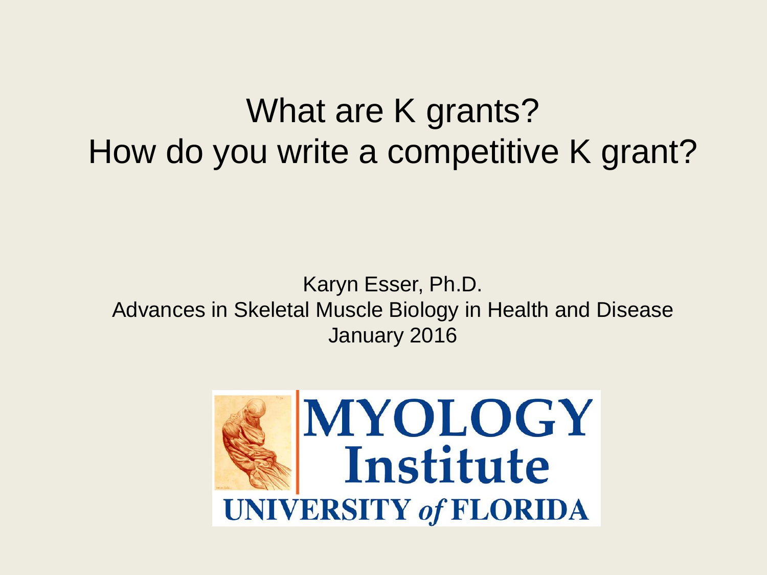# What are K grants?
# How do you write a competitive K grant?

Karyn Esser, Ph.D.
Advances in Skeletal Muscle Biology in Health and Disease
January 2016

MYOLOGY Institute
UNIVERSITY of FLORIDA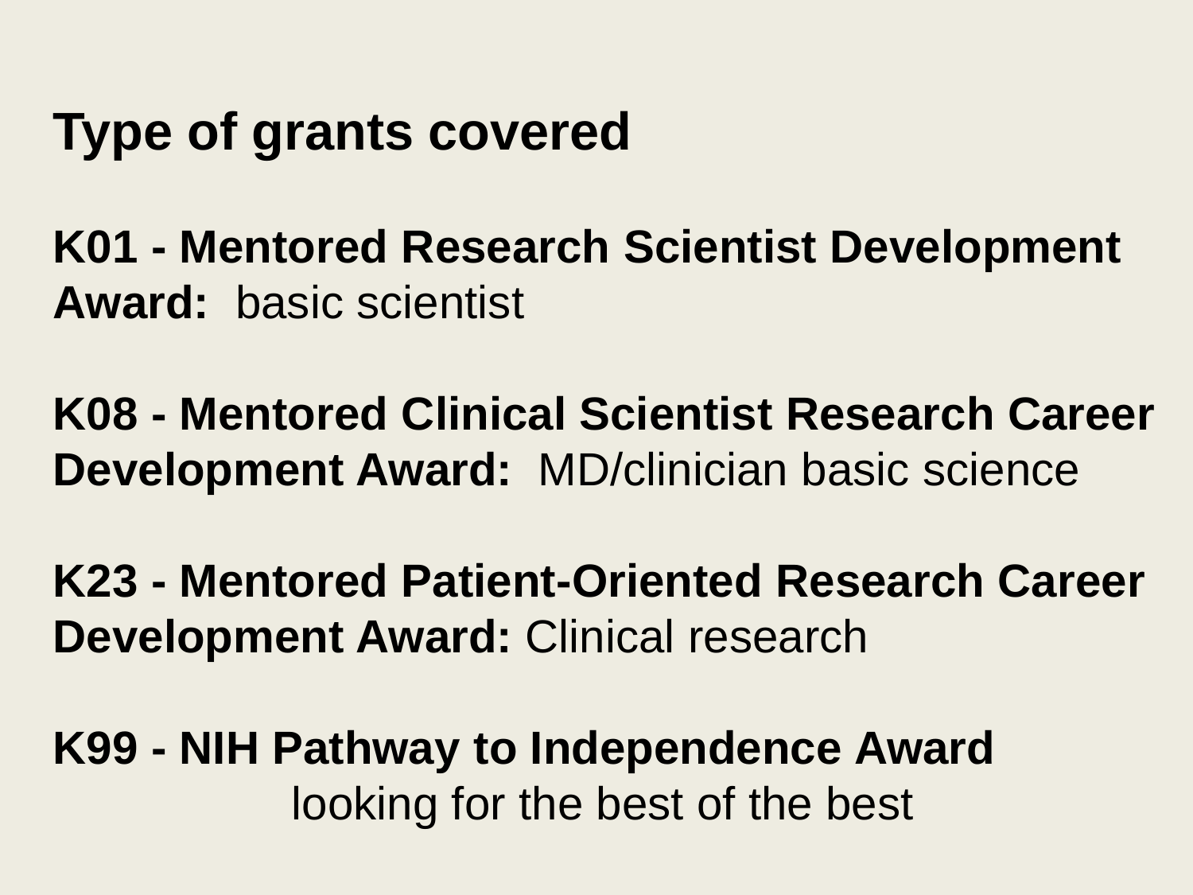# Type of grants covered

**K01 - Mentored Research Scientist Development Award:** basic scientist

**K08 - Mentored Clinical Scientist Research Career Development Award:** MD/clinician basic science

**K23 - Mentored Patient-Oriented Research Career Development Award:** Clinical research

**K99 - NIH Pathway to Independence Award**
looking for the best of the best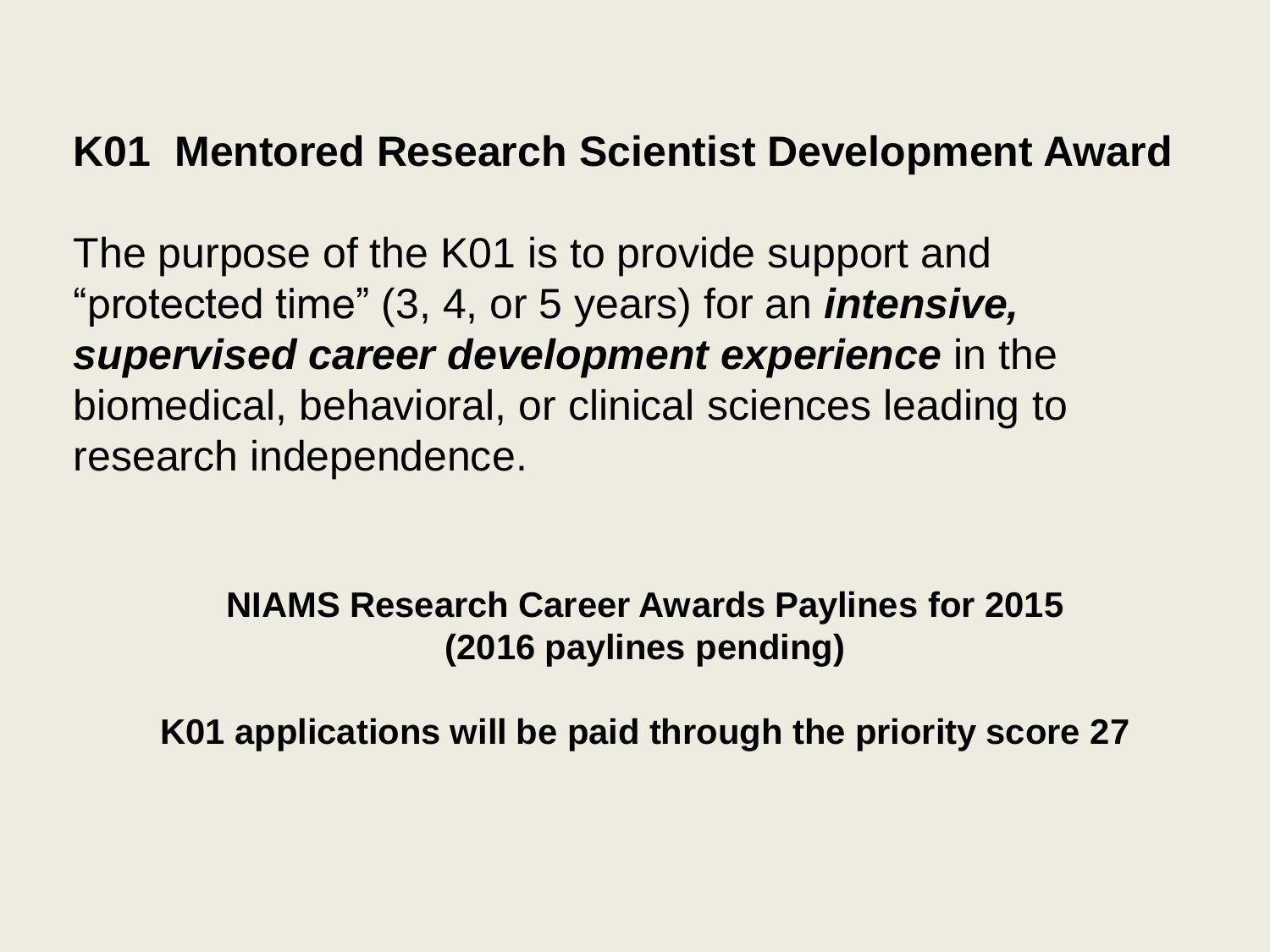## K01 Mentored Research Scientist Development Award

The purpose of the K01 is to provide support and "protected time" (3, 4, or 5 years) for an ***intensive, supervised career development experience*** in the biomedical, behavioral, or clinical sciences leading to research independence.

**NIAMS Research Career Awards Paylines for 2015**
**(2016 paylines pending)**

**K01 applications will be paid through the priority score 27**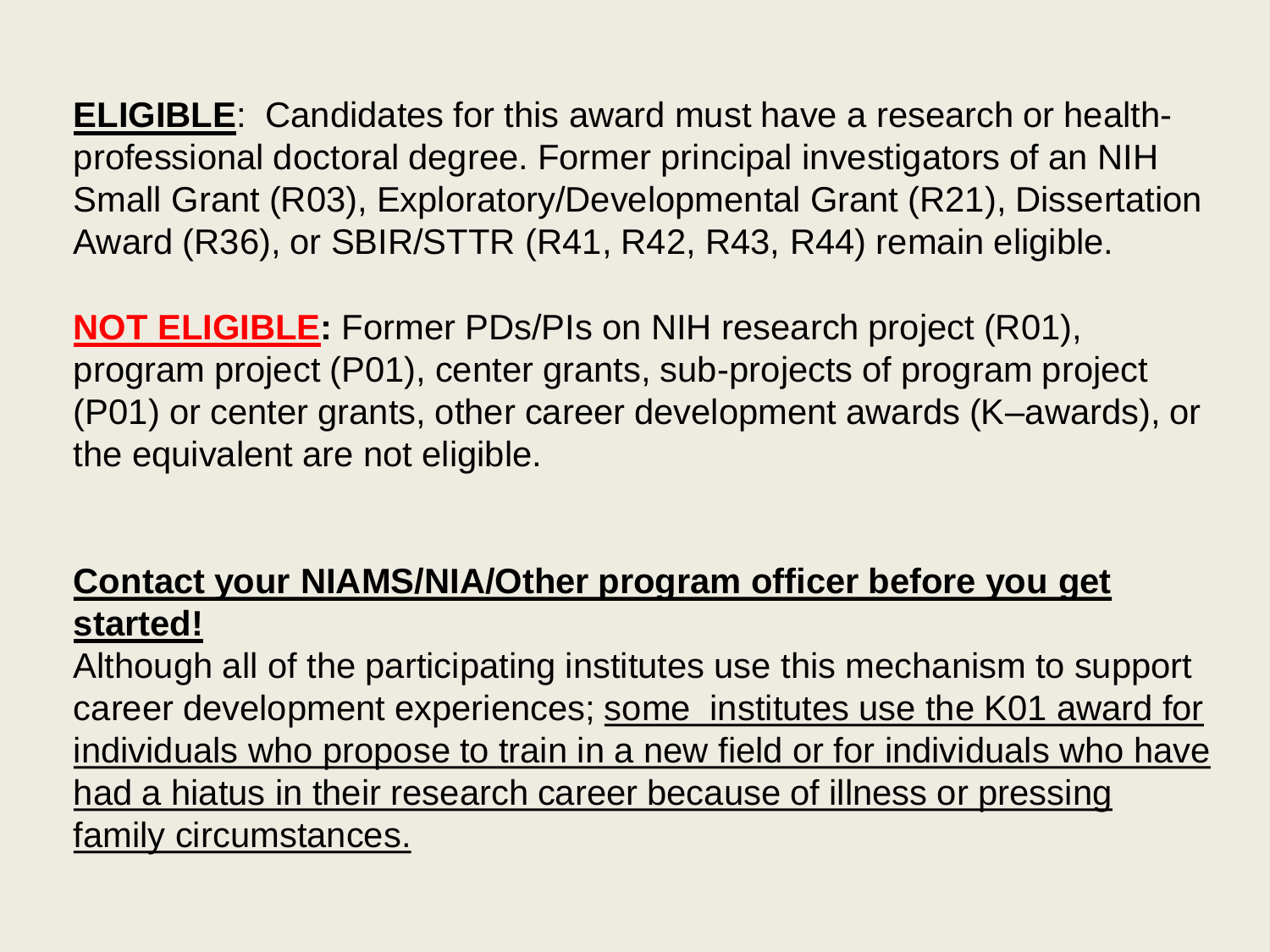**ELIGIBLE**: Candidates for this award must have a research or health-professional doctoral degree. Former principal investigators of an NIH Small Grant (R03), Exploratory/Developmental Grant (R21), Dissertation Award (R36), or SBIR/STTR (R41, R42, R43, R44) remain eligible.

**NOT ELIGIBLE:** Former PDs/PIs on NIH research project (R01), program project (P01), center grants, sub-projects of program project (P01) or center grants, other career development awards (K–awards), or the equivalent are not eligible.

**Contact your NIAMS/NIA/Other program officer before you get started!**

Although all of the participating institutes use this mechanism to support career development experiences; some institutes use the K01 award for individuals who propose to train in a new field or for individuals who have had a hiatus in their research career because of illness or pressing family circumstances.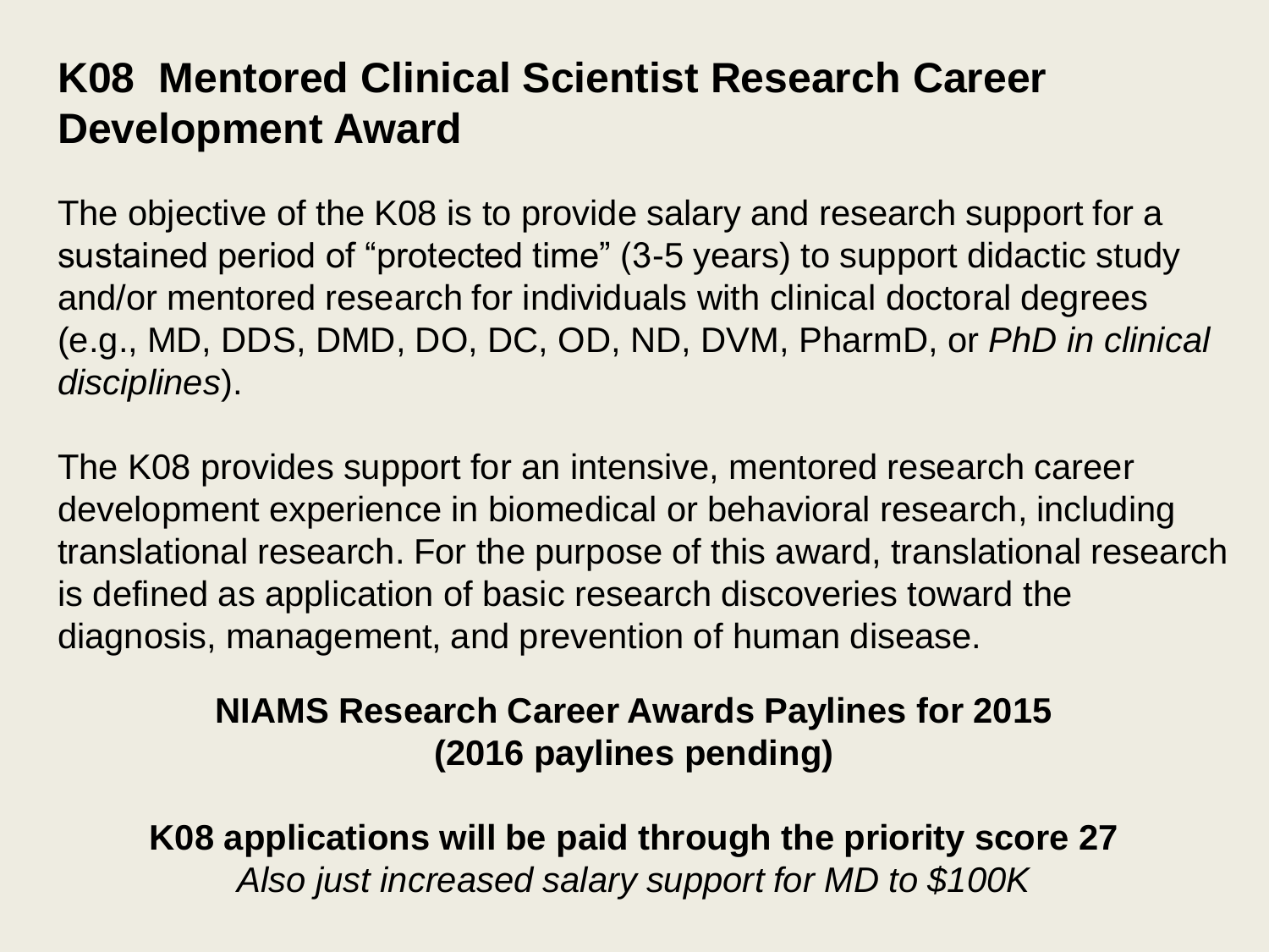# K08 Mentored Clinical Scientist Research Career Development Award

The objective of the K08 is to provide salary and research support for a sustained period of "protected time" (3-5 years) to support didactic study and/or mentored research for individuals with clinical doctoral degrees (e.g., MD, DDS, DMD, DO, DC, OD, ND, DVM, PharmD, or *PhD in clinical disciplines*).

The K08 provides support for an intensive, mentored research career development experience in biomedical or behavioral research, including translational research. For the purpose of this award, translational research is defined as application of basic research discoveries toward the diagnosis, management, and prevention of human disease.

**NIAMS Research Career Awards Paylines for 2015**
**(2016 paylines pending)**

**K08 applications will be paid through the priority score 27**
*Also just increased salary support for MD to $100K*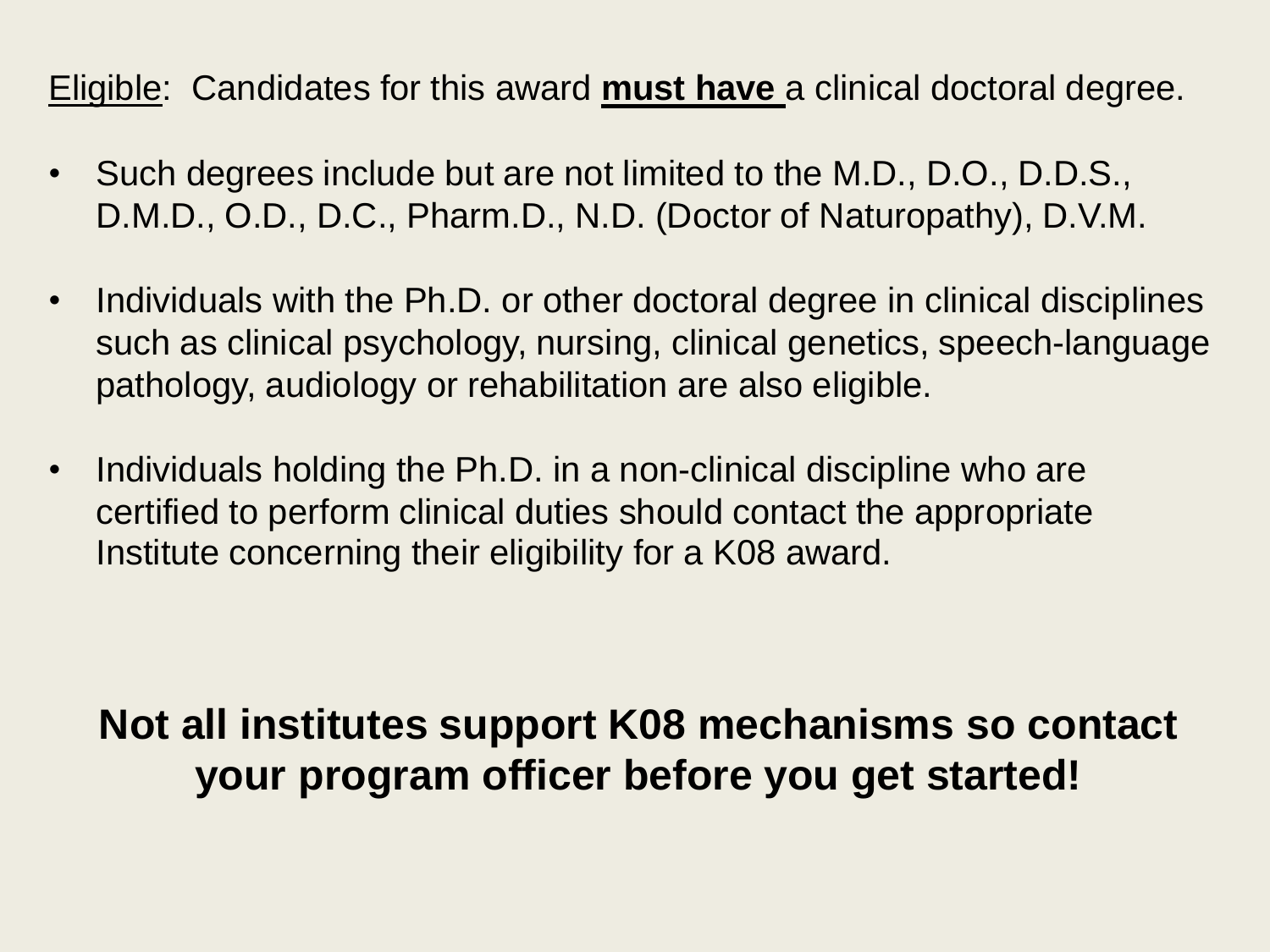Eligible: Candidates for this award **must have** a clinical doctoral degree.

- Such degrees include but are not limited to the M.D., D.O., D.D.S., D.M.D., O.D., D.C., Pharm.D., N.D. (Doctor of Naturopathy), D.V.M.

- Individuals with the Ph.D. or other doctoral degree in clinical disciplines such as clinical psychology, nursing, clinical genetics, speech-language pathology, audiology or rehabilitation are also eligible.

- Individuals holding the Ph.D. in a non-clinical discipline who are certified to perform clinical duties should contact the appropriate Institute concerning their eligibility for a K08 award.

**Not all institutes support K08 mechanisms so contact your program officer before you get started!**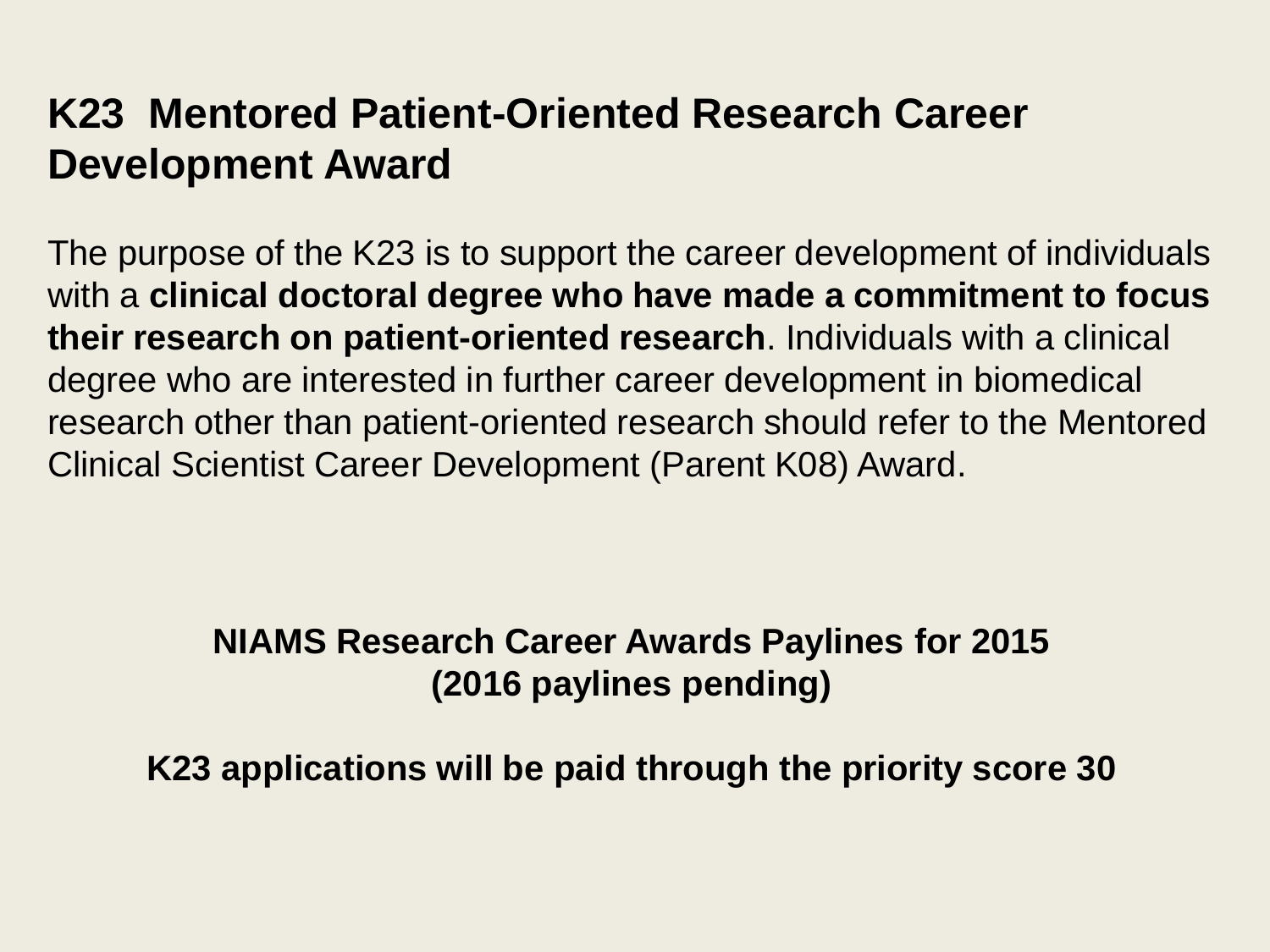# K23 Mentored Patient-Oriented Research Career Development Award

The purpose of the K23 is to support the career development of individuals with a **clinical doctoral degree who have made a commitment to focus their research on patient-oriented research**. Individuals with a clinical degree who are interested in further career development in biomedical research other than patient-oriented research should refer to the Mentored Clinical Scientist Career Development (Parent K08) Award.

**NIAMS Research Career Awards Paylines for 2015**
**(2016 paylines pending)**

**K23 applications will be paid through the priority score 30**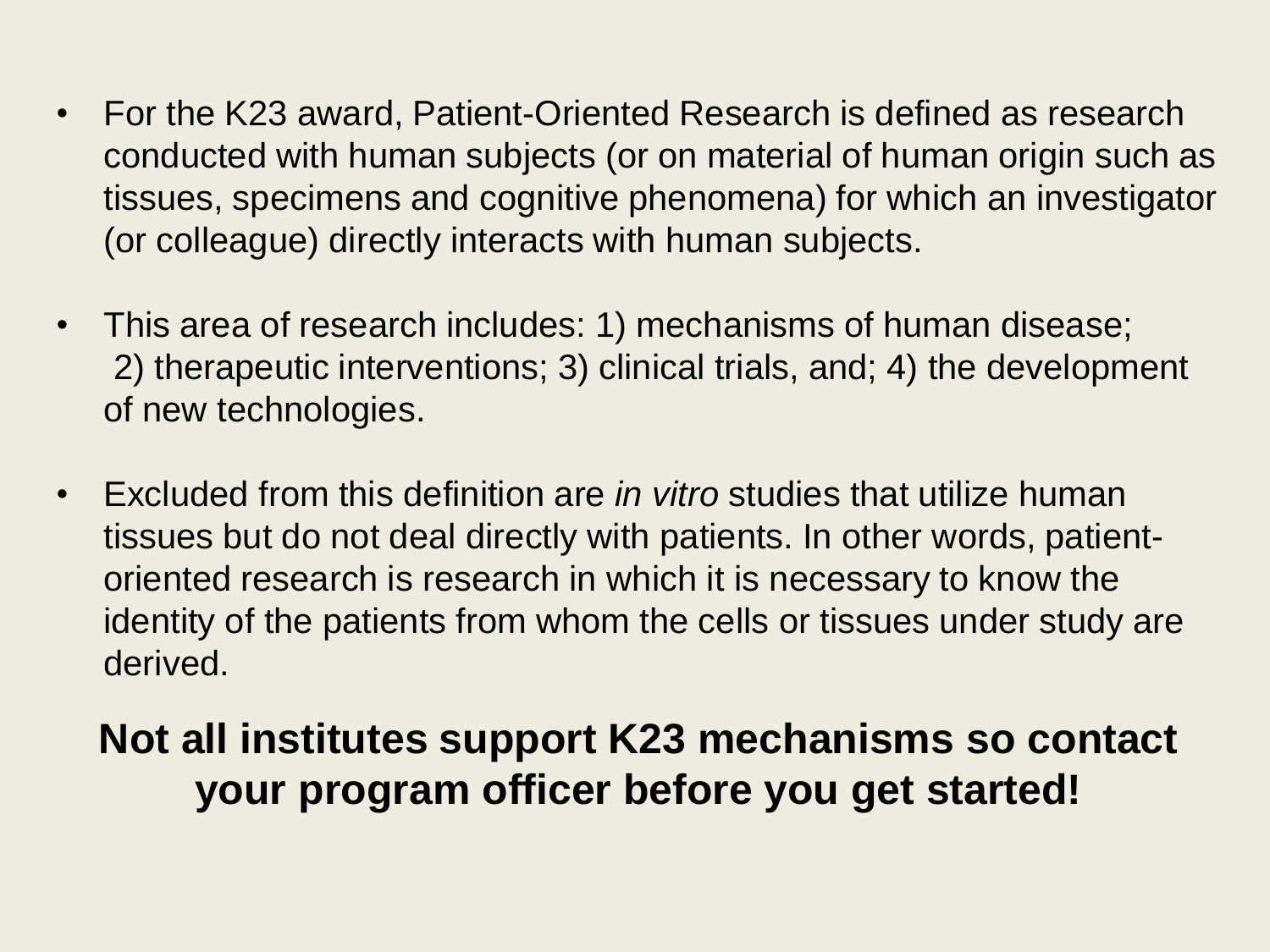- For the K23 award, Patient-Oriented Research is defined as research conducted with human subjects (or on material of human origin such as tissues, specimens and cognitive phenomena) for which an investigator (or colleague) directly interacts with human subjects.

- This area of research includes: 1) mechanisms of human disease; 2) therapeutic interventions; 3) clinical trials, and; 4) the development of new technologies.

- Excluded from this definition are *in vitro* studies that utilize human tissues but do not deal directly with patients. In other words, patient-oriented research is research in which it is necessary to know the identity of the patients from whom the cells or tissues under study are derived.

**Not all institutes support K23 mechanisms so contact your program officer before you get started!**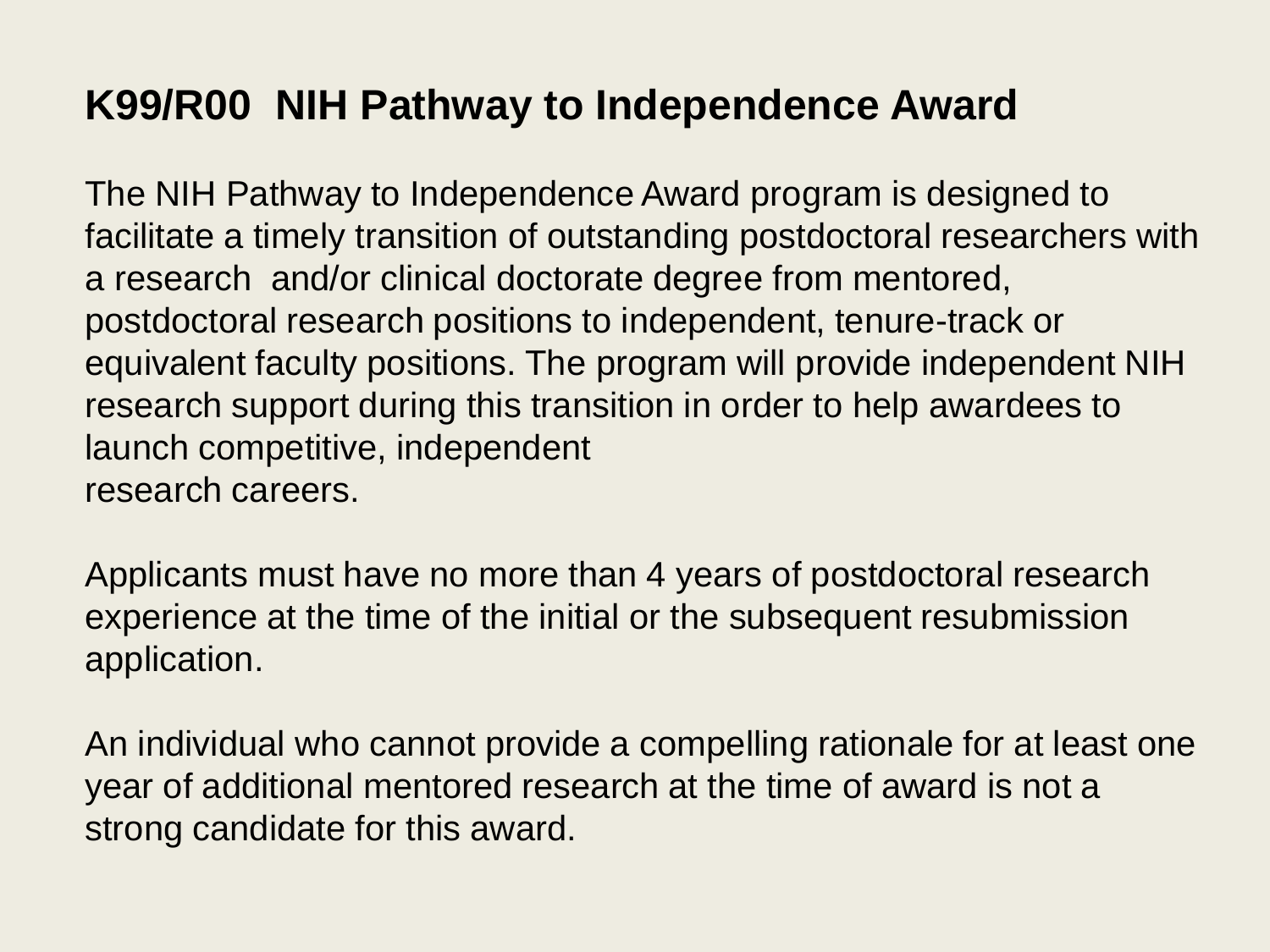# K99/R00 NIH Pathway to Independence Award

The NIH Pathway to Independence Award program is designed to facilitate a timely transition of outstanding postdoctoral researchers with a research and/or clinical doctorate degree from mentored, postdoctoral research positions to independent, tenure-track or equivalent faculty positions. The program will provide independent NIH research support during this transition in order to help awardees to launch competitive, independent research careers.

Applicants must have no more than 4 years of postdoctoral research experience at the time of the initial or the subsequent resubmission application.

An individual who cannot provide a compelling rationale for at least one year of additional mentored research at the time of award is not a strong candidate for this award.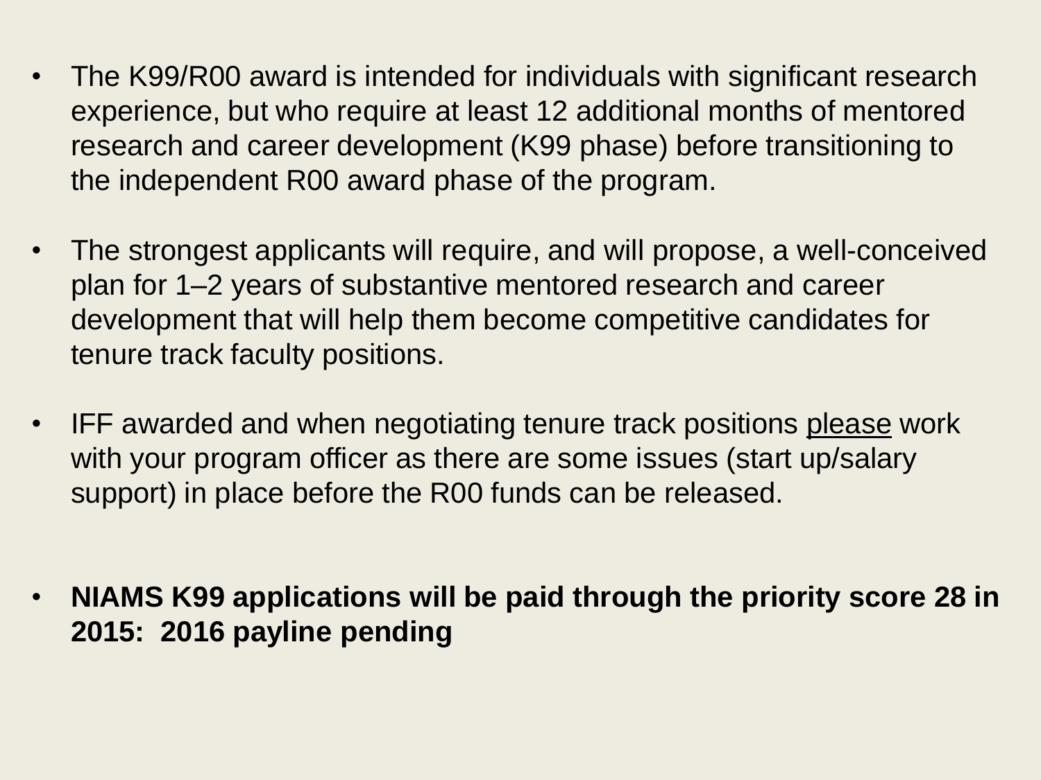- The K99/R00 award is intended for individuals with significant research experience, but who require at least 12 additional months of mentored research and career development (K99 phase) before transitioning to the independent R00 award phase of the program.

- The strongest applicants will require, and will propose, a well-conceived plan for 1–2 years of substantive mentored research and career development that will help them become competitive candidates for tenure track faculty positions.

- IFF awarded and when negotiating tenure track positions <u>please</u> work with your program officer as there are some issues (start up/salary support) in place before the R00 funds can be released.

- **NIAMS K99 applications will be paid through the priority score 28 in 2015: 2016 payline pending**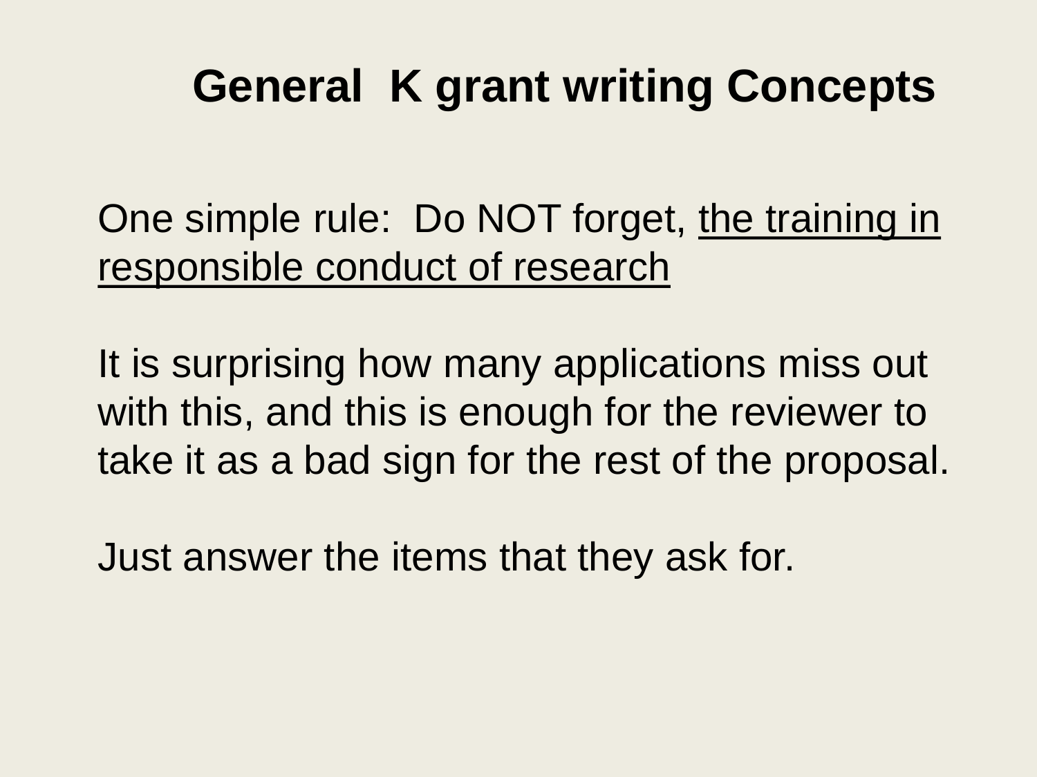# General K grant writing Concepts

One simple rule: Do NOT forget, <u>the training in responsible conduct of research</u>

It is surprising how many applications miss out with this, and this is enough for the reviewer to take it as a bad sign for the rest of the proposal.

Just answer the items that they ask for.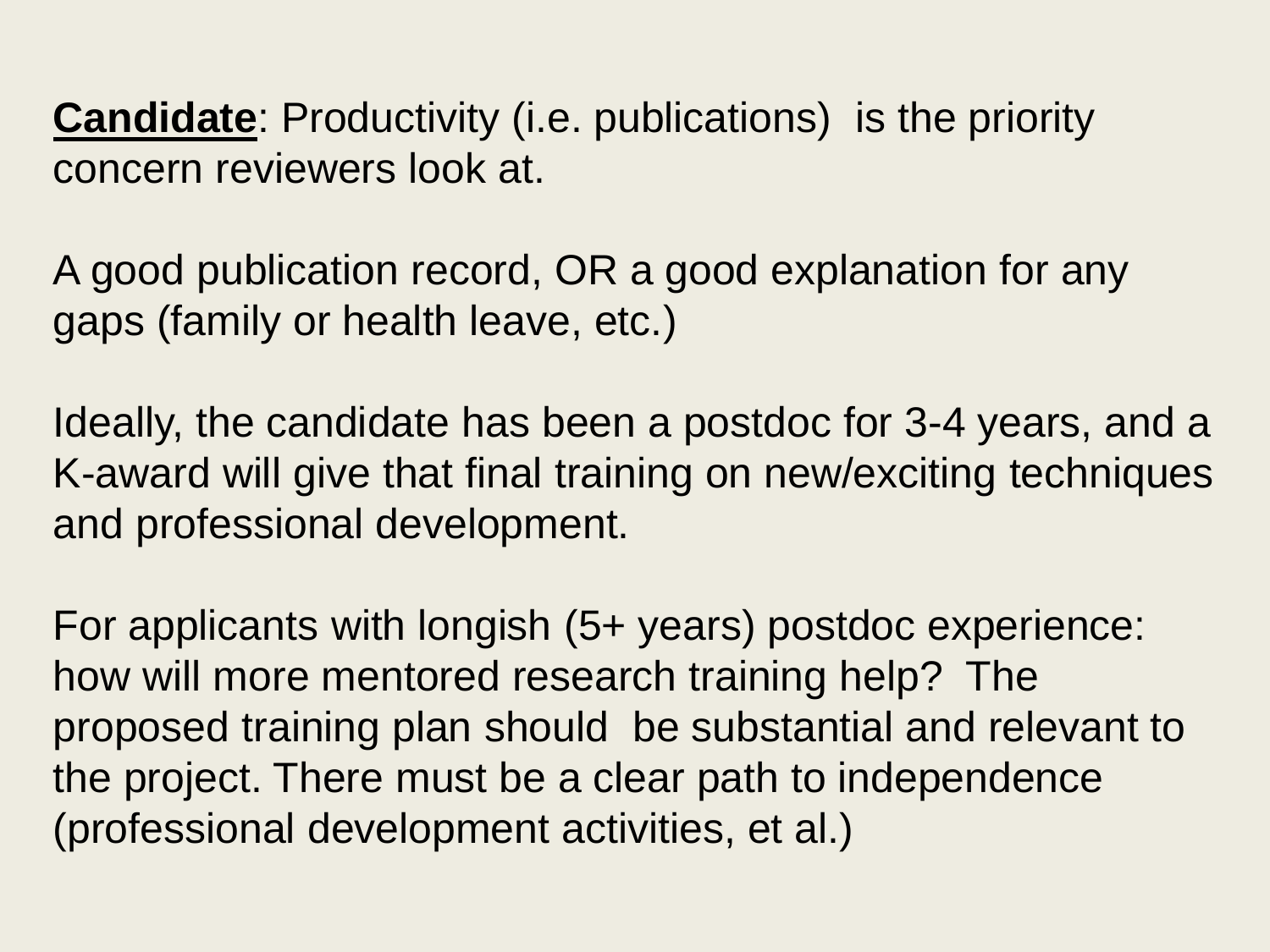**Candidate**: Productivity (i.e. publications) is the priority concern reviewers look at.

A good publication record, OR a good explanation for any gaps (family or health leave, etc.)

Ideally, the candidate has been a postdoc for 3-4 years, and a K-award will give that final training on new/exciting techniques and professional development.

For applicants with longish (5+ years) postdoc experience: how will more mentored research training help? The proposed training plan should be substantial and relevant to the project. There must be a clear path to independence (professional development activities, et al.)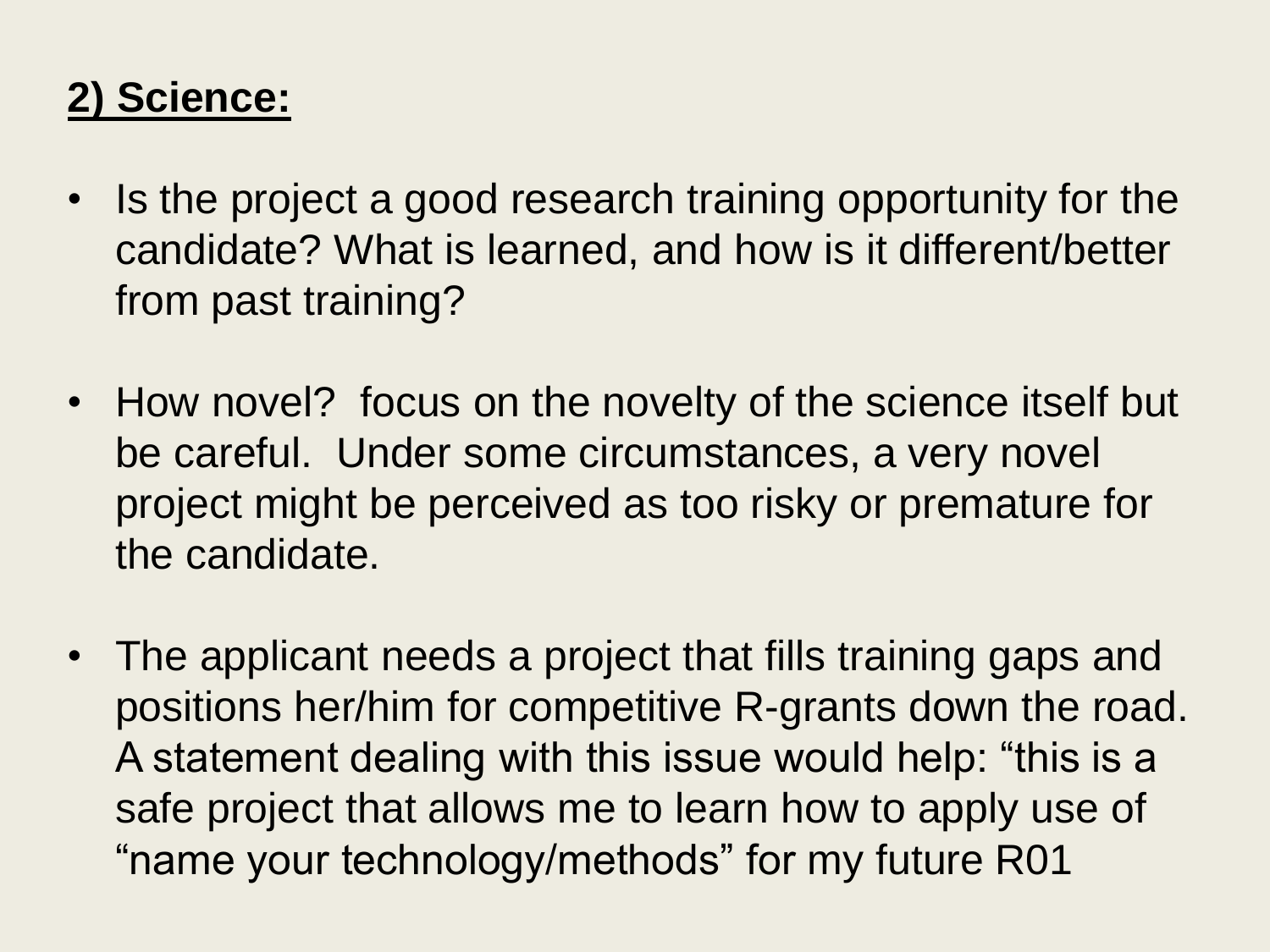## **2) Science:**

- Is the project a good research training opportunity for the candidate? What is learned, and how is it different/better from past training?
- How novel? focus on the novelty of the science itself but be careful. Under some circumstances, a very novel project might be perceived as too risky or premature for the candidate.
- The applicant needs a project that fills training gaps and positions her/him for competitive R-grants down the road. A statement dealing with this issue would help: "this is a safe project that allows me to learn how to apply use of "name your technology/methods" for my future R01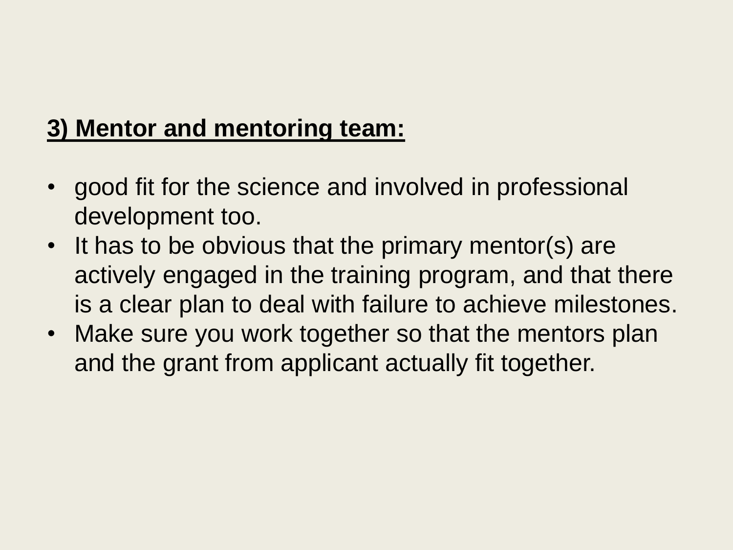**<u>3) Mentor and mentoring team:</u>**

- good fit for the science and involved in professional development too.
- It has to be obvious that the primary mentor(s) are actively engaged in the training program, and that there is a clear plan to deal with failure to achieve milestones.
- Make sure you work together so that the mentors plan and the grant from applicant actually fit together.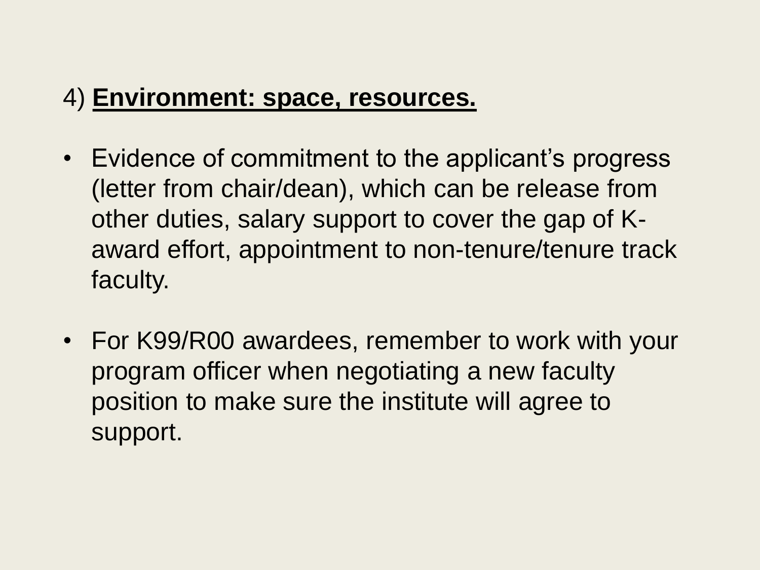4) **<u>Environment: space, resources.</u>**

- Evidence of commitment to the applicant's progress (letter from chair/dean), which can be release from other duties, salary support to cover the gap of K-award effort, appointment to non-tenure/tenure track faculty.

- For K99/R00 awardees, remember to work with your program officer when negotiating a new faculty position to make sure the institute will agree to support.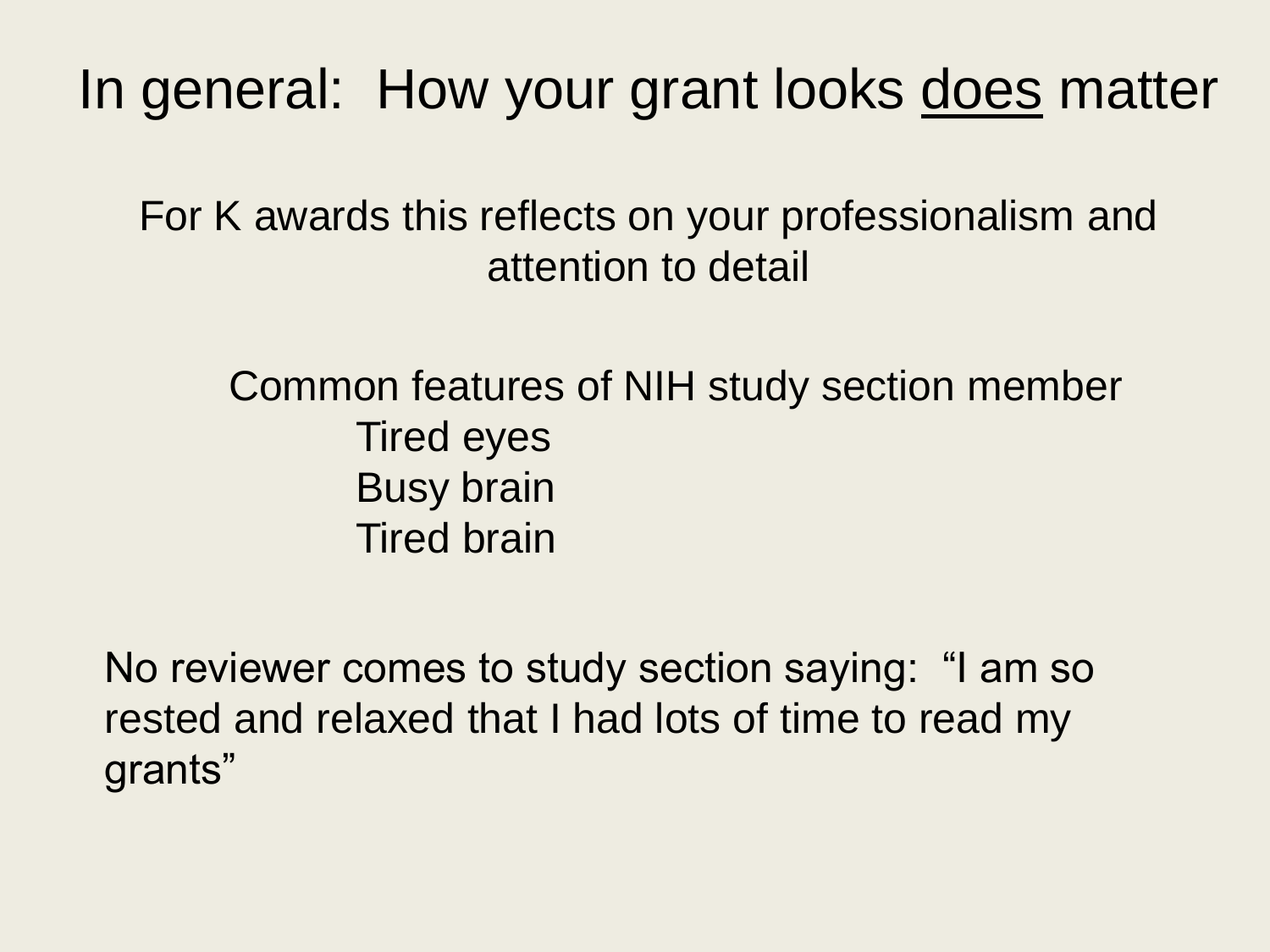# In general: How your grant looks <u>does</u> matter

For K awards this reflects on your professionalism and attention to detail

Common features of NIH study section member

- Tired eyes
- Busy brain
- Tired brain

No reviewer comes to study section saying: “I am so rested and relaxed that I had lots of time to read my grants”